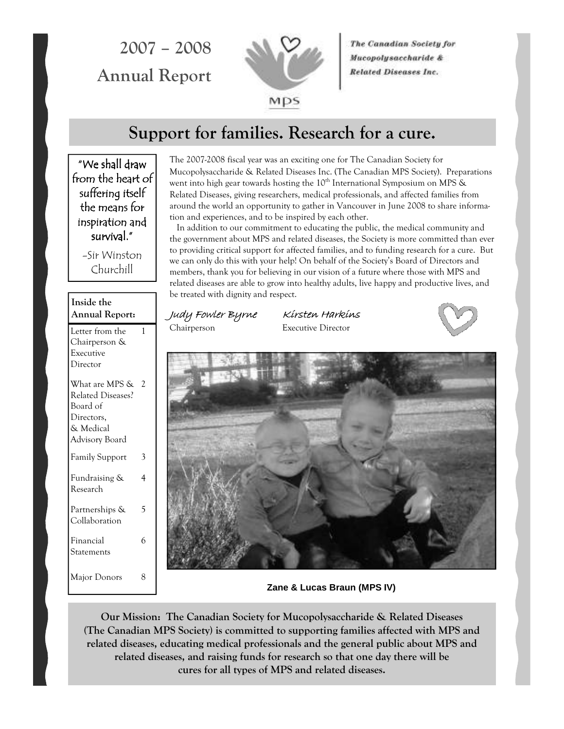# 2007 – 2008 Annual Report

The Canadian Society for Mucopolysaccharide & Related Diseases Inc.

MPS

## Support for families. Research for a cure.

"We shall draw from the heart of suffering itself the means for inspiration and survival."

-Sir Winston Churchill

**Inside the Annual Report:**

| | |
|---|---|
| Letter from the Chairperson & Executive Director | 1 |
| What are MPS & Related Diseases? Board of Directors, & Medical Advisory Board | 2 |
| Family Support | 3 |
| Fundraising & Research | 4 |
| Partnerships & Collaboration | 5 |
| Financial Statements | 6 |
| Major Donors | 8 |

The 2007-2008 fiscal year was an exciting one for The Canadian Society for Mucopolysaccharide & Related Diseases Inc. (The Canadian MPS Society). Preparations went into high gear towards hosting the 10th International Symposium on MPS & Related Diseases, giving researchers, medical professionals, and affected families from around the world an opportunity to gather in Vancouver in June 2008 to share information and experiences, and to be inspired by each other.

In addition to our commitment to educating the public, the medical community and the government about MPS and related diseases, the Society is more committed than ever to providing critical support for affected families, and to funding research for a cure. But we can only do this with your help! On behalf of the Society's Board of Directors and members, thank you for believing in our vision of a future where those with MPS and related diseases are able to grow into healthy adults, live happy and productive lives, and be treated with dignity and respect.

*Judy Fowler Byrne*
Chairperson

*Kirsten Harkins*
Executive Director

**Zane & Lucas Braun (MPS IV)**

**Our Mission: The Canadian Society for Mucopolysaccharide & Related Diseases (The Canadian MPS Society) is committed to supporting families affected with MPS and related diseases, educating medical professionals and the general public about MPS and related diseases, and raising funds for research so that one day there will be cures for all types of MPS and related diseases.**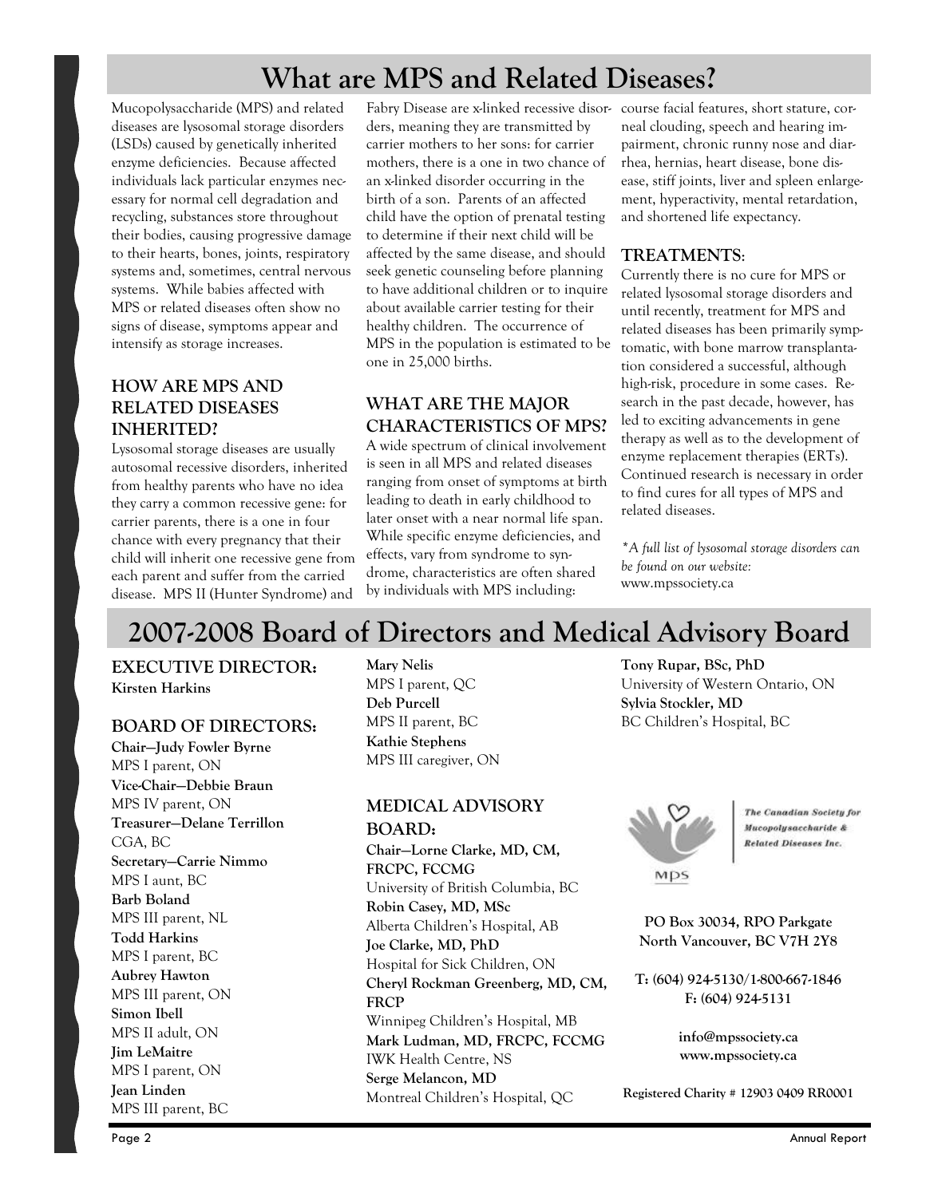# What are MPS and Related Diseases?

Mucopolysaccharide (MPS) and related diseases are lysosomal storage disorders (LSDs) caused by genetically inherited enzyme deficiencies. Because affected individuals lack particular enzymes necessary for normal cell degradation and recycling, substances store throughout their bodies, causing progressive damage to their hearts, bones, joints, respiratory systems and, sometimes, central nervous systems. While babies affected with MPS or related diseases often show no signs of disease, symptoms appear and intensify as storage increases.

### HOW ARE MPS AND RELATED DISEASES INHERITED?

Lysosomal storage diseases are usually autosomal recessive disorders, inherited from healthy parents who have no idea they carry a common recessive gene: for carrier parents, there is a one in four chance with every pregnancy that their child will inherit one recessive gene from each parent and suffer from the carried disease. MPS II (Hunter Syndrome) and Fabry Disease are x-linked recessive disorders, meaning they are transmitted by carrier mothers to her sons: for carrier mothers, there is a one in two chance of an x-linked disorder occurring in the birth of a son. Parents of an affected child have the option of prenatal testing to determine if their next child will be affected by the same disease, and should seek genetic counseling before planning to have additional children or to inquire about available carrier testing for their healthy children. The occurrence of MPS in the population is estimated to be one in 25,000 births.

### WHAT ARE THE MAJOR CHARACTERISTICS OF MPS?

A wide spectrum of clinical involvement is seen in all MPS and related diseases ranging from onset of symptoms at birth leading to death in early childhood to later onset with a near normal life span. While specific enzyme deficiencies, and effects, vary from syndrome to syndrome, characteristics are often shared by individuals with MPS including: course facial features, short stature, corneal clouding, speech and hearing impairment, chronic runny nose and diarrhea, hernias, heart disease, bone disease, stiff joints, liver and spleen enlargement, hyperactivity, mental retardation, and shortened life expectancy.

### TREATMENTS:

Currently there is no cure for MPS or related lysosomal storage disorders and until recently, treatment for MPS and related diseases has been primarily symptomatic, with bone marrow transplantation considered a successful, although high-risk, procedure in some cases. Research in the past decade, however, has led to exciting advancements in gene therapy as well as to the development of enzyme replacement therapies (ERTs). Continued research is necessary in order to find cures for all types of MPS and related diseases.

*\*A full list of lysosomal storage disorders can be found on our website:* www.mpssociety.ca

# 2007-2008 Board of Directors and Medical Advisory Board

### EXECUTIVE DIRECTOR:

**Kirsten Harkins**

### BOARD OF DIRECTORS:

**Chair—Judy Fowler Byrne**
MPS I parent, ON
**Vice-Chair—Debbie Braun**
MPS IV parent, ON
**Treasurer—Delane Terrillon**
CGA, BC
**Secretary—Carrie Nimmo**
MPS I aunt, BC
**Barb Boland**
MPS III parent, NL
**Todd Harkins**
MPS I parent, BC
**Aubrey Hawton**
MPS III parent, ON
**Simon Ibell**
MPS II adult, ON
**Jim LeMaitre**
MPS I parent, ON
**Jean Linden**
MPS III parent, BC
**Mary Nelis**
MPS I parent, QC
**Deb Purcell**
MPS II parent, BC
**Kathie Stephens**
MPS III caregiver, ON

### MEDICAL ADVISORY BOARD:

**Chair—Lorne Clarke, MD, CM, FRCPC, FCCMG**
University of British Columbia, BC
**Robin Casey, MD, MSc**
Alberta Children's Hospital, AB
**Joe Clarke, MD, PhD**
Hospital for Sick Children, ON
**Cheryl Rockman Greenberg, MD, CM, FRCP**
Winnipeg Children's Hospital, MB
**Mark Ludman, MD, FRCPC, FCCMG**
IWK Health Centre, NS
**Serge Melancon, MD**
Montreal Children's Hospital, QC
**Tony Rupar, BSc, PhD**
University of Western Ontario, ON
**Sylvia Stockler, MD**
BC Children's Hospital, BC

*The Canadian Society for Mucopolysaccharide & Related Diseases Inc.*

**PO Box 30034, RPO Parkgate**
**North Vancouver, BC V7H 2Y8**

**T: (604) 924-5130/1-800-667-1846**
**F: (604) 924-5131**

**info@mpssociety.ca**
**www.mpssociety.ca**

**Registered Charity # 12903 0409 RR0001**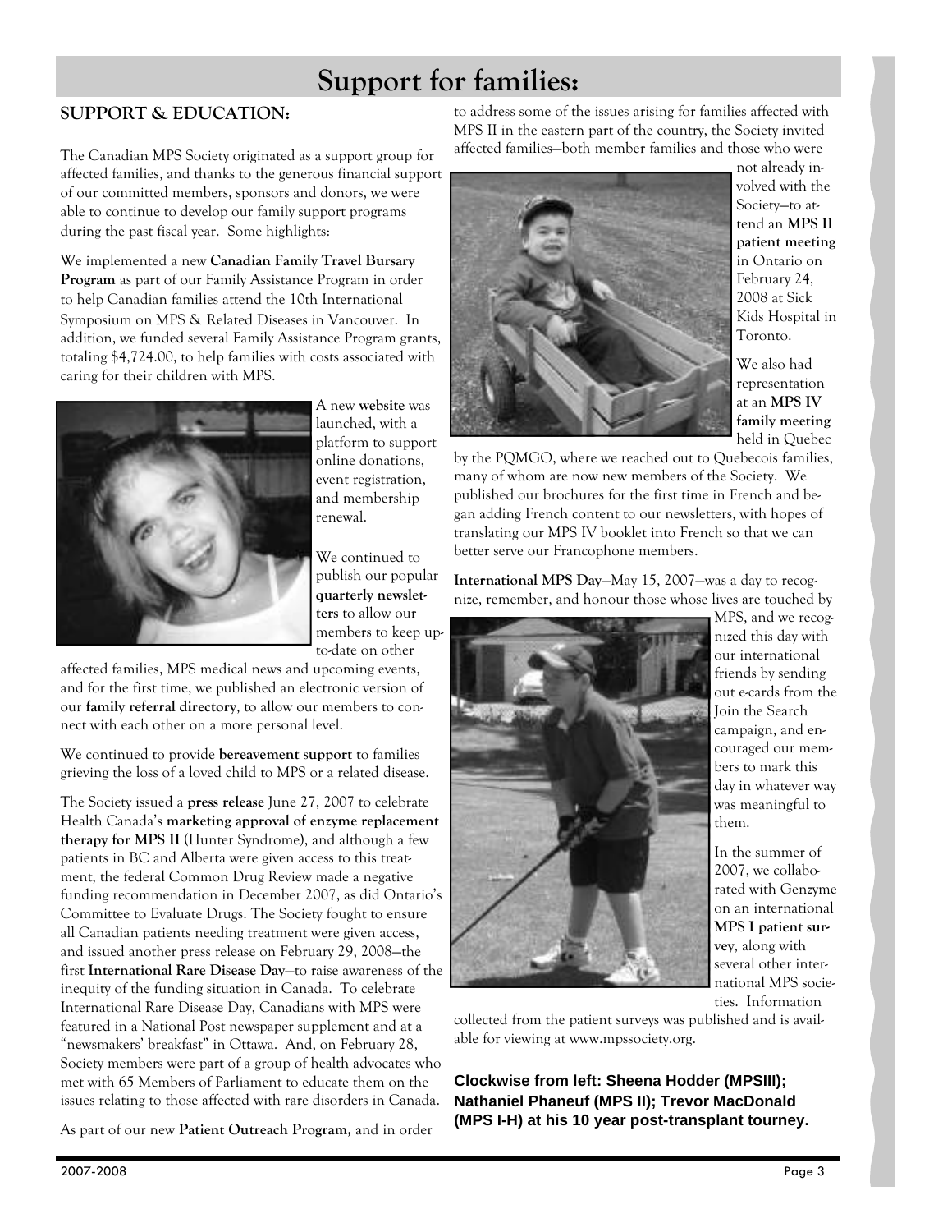# Support for families:

## SUPPORT & EDUCATION:

The Canadian MPS Society originated as a support group for affected families, and thanks to the generous financial support of our committed members, sponsors and donors, we were able to continue to develop our family support programs during the past fiscal year. Some highlights:

We implemented a new **Canadian Family Travel Bursary Program** as part of our Family Assistance Program in order to help Canadian families attend the 10th International Symposium on MPS & Related Diseases in Vancouver. In addition, we funded several Family Assistance Program grants, totaling $4,724.00, to help families with costs associated with caring for their children with MPS.

A new **website** was launched, with a platform to support online donations, event registration, and membership renewal.

We continued to publish our popular **quarterly newsletters** to allow our members to keep up-to-date on other affected families, MPS medical news and upcoming events, and for the first time, we published an electronic version of our **family referral directory**, to allow our members to connect with each other on a more personal level.

We continued to provide **bereavement support** to families grieving the loss of a loved child to MPS or a related disease.

The Society issued a **press release** June 27, 2007 to celebrate Health Canada's **marketing approval of enzyme replacement therapy for MPS II** (Hunter Syndrome), and although a few patients in BC and Alberta were given access to this treatment, the federal Common Drug Review made a negative funding recommendation in December 2007, as did Ontario's Committee to Evaluate Drugs. The Society fought to ensure all Canadian patients needing treatment were given access, and issued another press release on February 29, 2008—the first **International Rare Disease Day**—to raise awareness of the inequity of the funding situation in Canada. To celebrate International Rare Disease Day, Canadians with MPS were featured in a National Post newspaper supplement and at a "newsmakers' breakfast" in Ottawa. And, on February 28, Society members were part of a group of health advocates who met with 65 Members of Parliament to educate them on the issues relating to those affected with rare disorders in Canada.

As part of our new **Patient Outreach Program,** and in order to address some of the issues arising for families affected with MPS II in the eastern part of the country, the Society invited affected families—both member families and those who were not already involved with the Society—to attend an **MPS II patient meeting** in Ontario on February 24, 2008 at Sick Kids Hospital in Toronto.

We also had representation at an **MPS IV family meeting** held in Quebec by the PQMGO, where we reached out to Quebecois families, many of whom are now new members of the Society. We published our brochures for the first time in French and began adding French content to our newsletters, with hopes of translating our MPS IV booklet into French so that we can better serve our Francophone members.

**International MPS Day**—May 15, 2007—was a day to recognize, remember, and honour those whose lives are touched by MPS, and we recognized this day with our international friends by sending out e-cards from the Join the Search campaign, and encouraged our members to mark this day in whatever way was meaningful to them.

In the summer of 2007, we collaborated with Genzyme on an international **MPS I patient survey**, along with several other international MPS societies. Information collected from the patient surveys was published and is available for viewing at www.mpssociety.org.

**Clockwise from left: Sheena Hodder (MPSIII); Nathaniel Phaneuf (MPS II); Trevor MacDonald (MPS I-H) at his 10 year post-transplant tourney.**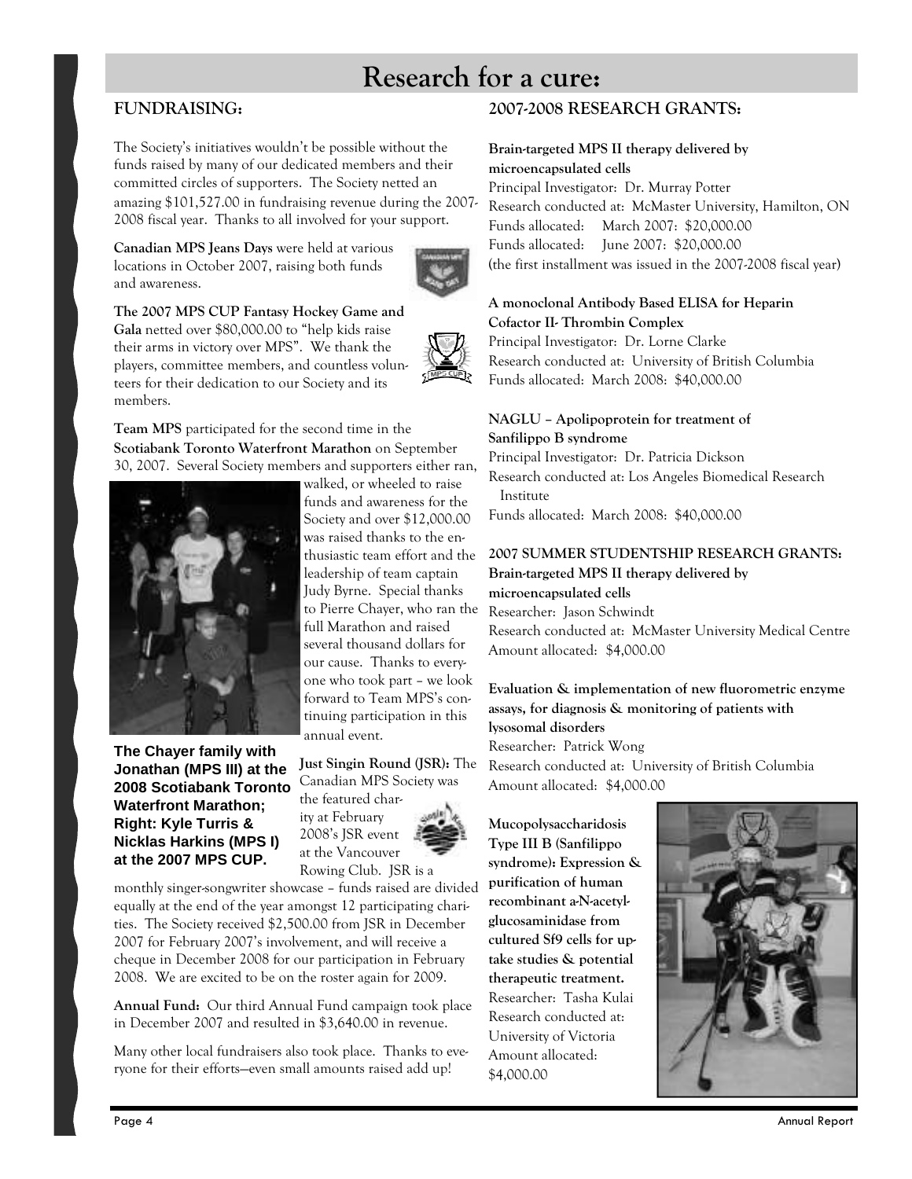# Research for a cure:

## FUNDRAISING:

The Society's initiatives wouldn't be possible without the funds raised by many of our dedicated members and their committed circles of supporters. The Society netted an amazing $101,527.00 in fundraising revenue during the 2007-2008 fiscal year. Thanks to all involved for your support.

**Canadian MPS Jeans Days** were held at various locations in October 2007, raising both funds and awareness.

**The 2007 MPS CUP Fantasy Hockey Game and Gala** netted over $80,000.00 to "help kids raise their arms in victory over MPS". We thank the players, committee members, and countless volunteers for their dedication to our Society and its members.

**Team MPS** participated for the second time in the **Scotiabank Toronto Waterfront Marathon** on September 30, 2007. Several Society members and supporters either ran, walked, or wheeled to raise funds and awareness for the Society and over $12,000.00 was raised thanks to the enthusiastic team effort and the leadership of team captain Judy Byrne. Special thanks to Pierre Chayer, who ran the full Marathon and raised several thousand dollars for our cause. Thanks to everyone who took part – we look forward to Team MPS's continuing participation in this annual event.

**The Chayer family with Jonathan (MPS III) at the 2008 Scotiabank Toronto Waterfront Marathon; Right: Kyle Turris & Nicklas Harkins (MPS I) at the 2007 MPS CUP.**

**Just Singin Round (JSR):** The Canadian MPS Society was the featured charity at February 2008's JSR event at the Vancouver Rowing Club. JSR is a monthly singer-songwriter showcase – funds raised are divided equally at the end of the year amongst 12 participating charities. The Society received $2,500.00 from JSR in December 2007 for February 2007's involvement, and will receive a cheque in December 2008 for our participation in February 2008. We are excited to be on the roster again for 2009.

**Annual Fund:** Our third Annual Fund campaign took place in December 2007 and resulted in $3,640.00 in revenue.

Many other local fundraisers also took place. Thanks to everyone for their efforts—even small amounts raised add up!

## 2007-2008 RESEARCH GRANTS:

**Brain-targeted MPS II therapy delivered by microencapsulated cells**
Principal Investigator: Dr. Murray Potter
Research conducted at: McMaster University, Hamilton, ON
Funds allocated: March 2007: $20,000.00
Funds allocated: June 2007: $20,000.00
(the first installment was issued in the 2007-2008 fiscal year)

**A monoclonal Antibody Based ELISA for Heparin Cofactor II- Thrombin Complex**
Principal Investigator: Dr. Lorne Clarke
Research conducted at: University of British Columbia
Funds allocated: March 2008: $40,000.00

**NAGLU – Apolipoprotein for treatment of Sanfilippo B syndrome**
Principal Investigator: Dr. Patricia Dickson
Research conducted at: Los Angeles Biomedical Research Institute
Funds allocated: March 2008: $40,000.00

## 2007 SUMMER STUDENTSHIP RESEARCH GRANTS:

**Brain-targeted MPS II therapy delivered by microencapsulated cells**
Researcher: Jason Schwindt
Research conducted at: McMaster University Medical Centre
Amount allocated: $4,000.00

**Evaluation & implementation of new fluorometric enzyme assays, for diagnosis & monitoring of patients with lysosomal disorders**
Researcher: Patrick Wong
Research conducted at: University of British Columbia
Amount allocated: $4,000.00

**Mucopolysaccharidosis Type III B (Sanfilippo syndrome): Expression & purification of human recombinant a-N-acetylglucosaminidase from cultured Sf9 cells for uptake studies & potential therapeutic treatment.**
Researcher: Tasha Kulai
Research conducted at: University of Victoria
Amount allocated: $4,000.00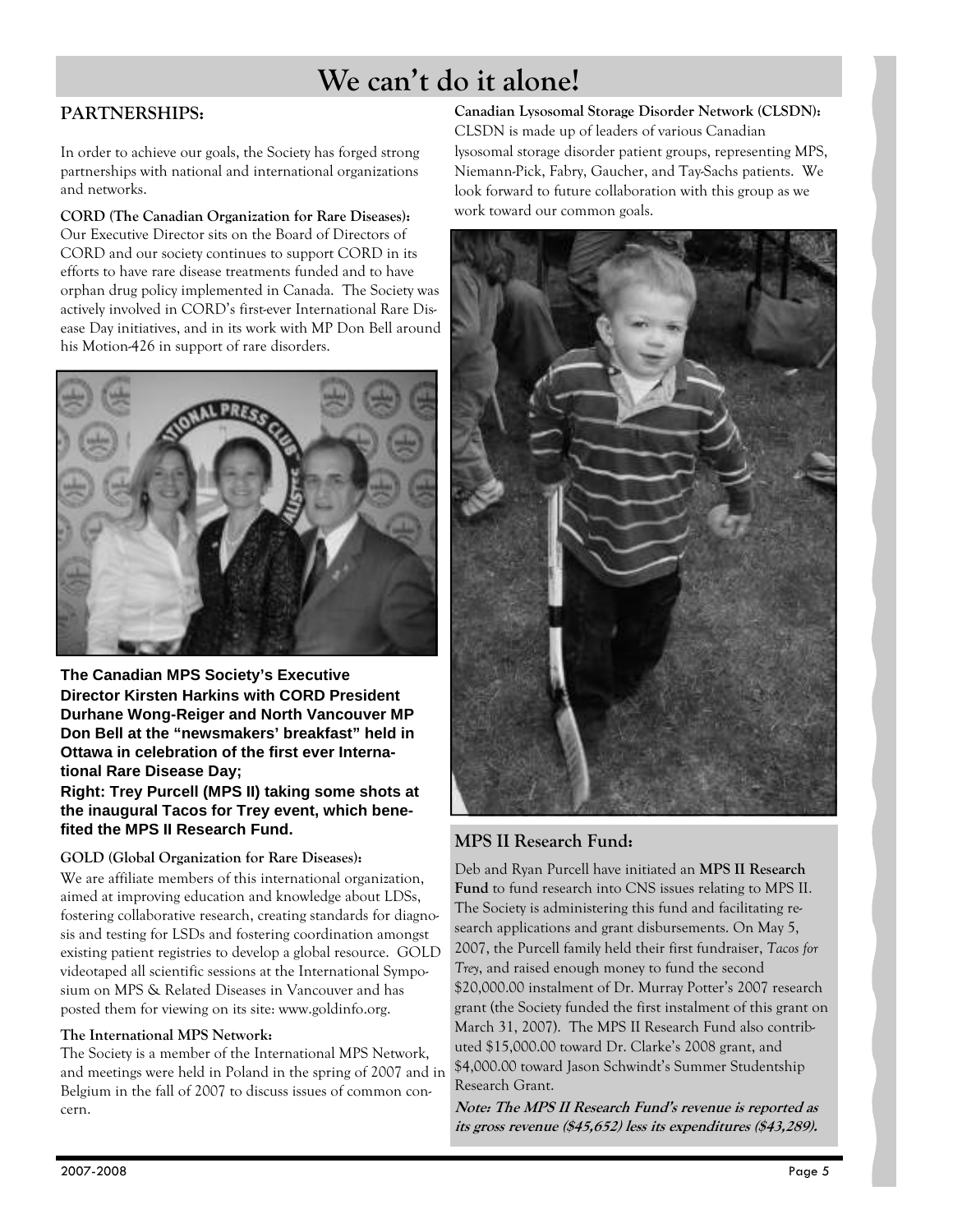# We can't do it alone!

## PARTNERSHIPS:

In order to achieve our goals, the Society has forged strong partnerships with national and international organizations and networks.

**CORD (The Canadian Organization for Rare Diseases):**
Our Executive Director sits on the Board of Directors of CORD and our society continues to support CORD in its efforts to have rare disease treatments funded and to have orphan drug policy implemented in Canada. The Society was actively involved in CORD's first-ever International Rare Disease Day initiatives, and in its work with MP Don Bell around his Motion-426 in support of rare disorders.

**The Canadian MPS Society's Executive Director Kirsten Harkins with CORD President Durhane Wong-Reiger and North Vancouver MP Don Bell at the "newsmakers' breakfast" held in Ottawa in celebration of the first ever International Rare Disease Day;**
**Right: Trey Purcell (MPS II) taking some shots at the inaugural Tacos for Trey event, which benefited the MPS II Research Fund.**

**GOLD (Global Organization for Rare Diseases):**
We are affiliate members of this international organization, aimed at improving education and knowledge about LDSs, fostering collaborative research, creating standards for diagnosis and testing for LSDs and fostering coordination amongst existing patient registries to develop a global resource. GOLD videotaped all scientific sessions at the International Symposium on MPS & Related Diseases in Vancouver and has posted them for viewing on its site: www.goldinfo.org.

**The International MPS Network:**
The Society is a member of the International MPS Network, and meetings were held in Poland in the spring of 2007 and in Belgium in the fall of 2007 to discuss issues of common concern.

**Canadian Lysosomal Storage Disorder Network (CLSDN):**
CLSDN is made up of leaders of various Canadian lysosomal storage disorder patient groups, representing MPS, Niemann-Pick, Fabry, Gaucher, and Tay-Sachs patients. We look forward to future collaboration with this group as we work toward our common goals.

## MPS II Research Fund:

Deb and Ryan Purcell have initiated an **MPS II Research Fund** to fund research into CNS issues relating to MPS II. The Society is administering this fund and facilitating research applications and grant disbursements. On May 5, 2007, the Purcell family held their first fundraiser, *Tacos for Trey*, and raised enough money to fund the second $20,000.00 instalment of Dr. Murray Potter's 2007 research grant (the Society funded the first instalment of this grant on March 31, 2007). The MPS II Research Fund also contributed $15,000.00 toward Dr. Clarke's 2008 grant, and $4,000.00 toward Jason Schwindt's Summer Studentship Research Grant.

***Note: The MPS II Research Fund's revenue is reported as its gross revenue ($45,652) less its expenditures ($43,289).***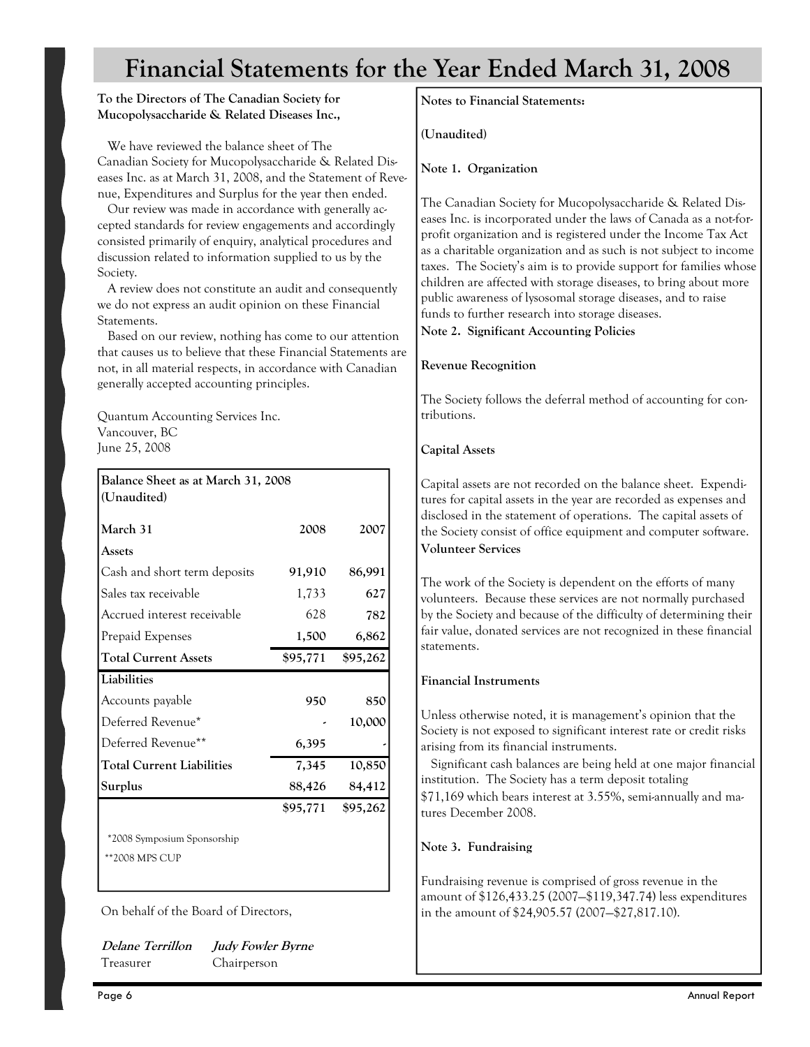# Financial Statements for the Year Ended March 31, 2008

**To the Directors of The Canadian Society for Mucopolysaccharide & Related Diseases Inc.,**

We have reviewed the balance sheet of The Canadian Society for Mucopolysaccharide & Related Diseases Inc. as at March 31, 2008, and the Statement of Revenue, Expenditures and Surplus for the year then ended.

Our review was made in accordance with generally accepted standards for review engagements and accordingly consisted primarily of enquiry, analytical procedures and discussion related to information supplied to us by the Society.

A review does not constitute an audit and consequently we do not express an audit opinion on these Financial Statements.

Based on our review, nothing has come to our attention that causes us to believe that these Financial Statements are not, in all material respects, in accordance with Canadian generally accepted accounting principles.

Quantum Accounting Services Inc.
Vancouver, BC
June 25, 2008

**Balance Sheet as at March 31, 2008**
**(Unaudited)**

| March 31 | 2008 | 2007 |
|---|---|---|
| **Assets** | | |
| Cash and short term deposits | 91,910 | 86,991 |
| Sales tax receivable | 1,733 | 627 |
| Accrued interest receivable | 628 | 782 |
| Prepaid Expenses | 1,500 | 6,862 |
| **Total Current Assets** | $95,771 | $95,262 |
| **Liabilities** | | |
| Accounts payable | 950 | 850 |
| Deferred Revenue* | - | 10,000 |
| Deferred Revenue** | 6,395 | - |
| **Total Current Liabilities** | 7,345 | 10,850 |
| **Surplus** | 88,426 | 84,412 |
| | $95,771 | $95,262 |

*2008 Symposium Sponsorship
**2008 MPS CUP

On behalf of the Board of Directors,

| ***Delane Terrillon*** | ***Judy Fowler Byrne*** |
|---|---|
| Treasurer | Chairperson |

**Notes to Financial Statements:**

**(Unaudited)**

**Note 1. Organization**

The Canadian Society for Mucopolysaccharide & Related Diseases Inc. is incorporated under the laws of Canada as a not-for-profit organization and is registered under the Income Tax Act as a charitable organization and as such is not subject to income taxes. The Society's aim is to provide support for families whose children are affected with storage diseases, to bring about more public awareness of lysosomal storage diseases, and to raise funds to further research into storage diseases.

**Note 2. Significant Accounting Policies**

**Revenue Recognition**

The Society follows the deferral method of accounting for contributions.

**Capital Assets**

Capital assets are not recorded on the balance sheet. Expenditures for capital assets in the year are recorded as expenses and disclosed in the statement of operations. The capital assets of the Society consist of office equipment and computer software.

**Volunteer Services**

The work of the Society is dependent on the efforts of many volunteers. Because these services are not normally purchased by the Society and because of the difficulty of determining their fair value, donated services are not recognized in these financial statements.

**Financial Instruments**

Unless otherwise noted, it is management's opinion that the Society is not exposed to significant interest rate or credit risks arising from its financial instruments.

Significant cash balances are being held at one major financial institution. The Society has a term deposit totaling $71,169 which bears interest at 3.55%, semi-annually and matures December 2008.

**Note 3. Fundraising**

Fundraising revenue is comprised of gross revenue in the amount of $126,433.25 (2007—$119,347.74) less expenditures in the amount of $24,905.57 (2007—$27,817.10).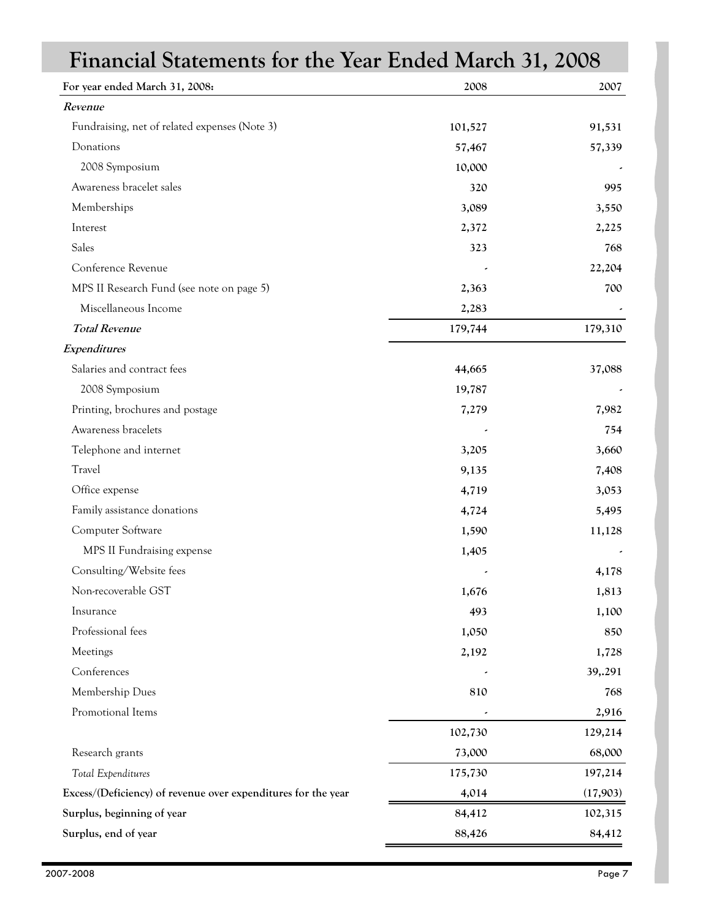# Financial Statements for the Year Ended March 31, 2008

| For year ended March 31, 2008: | 2008 | 2007 |
|---|---|---|
| ***Revenue*** | | |
| Fundraising, net of related expenses (Note 3) | 101,527 | 91,531 |
| Donations | 57,467 | 57,339 |
| 2008 Symposium | 10,000 | - |
| Awareness bracelet sales | 320 | 995 |
| Memberships | 3,089 | 3,550 |
| Interest | 2,372 | 2,225 |
| Sales | 323 | 768 |
| Conference Revenue | - | 22,204 |
| MPS II Research Fund (see note on page 5) | 2,363 | 700 |
| Miscellaneous Income | 2,283 | - |
| ***Total Revenue*** | 179,744 | 179,310 |
| ***Expenditures*** | | |
| Salaries and contract fees | 44,665 | 37,088 |
| 2008 Symposium | 19,787 | - |
| Printing, brochures and postage | 7,279 | 7,982 |
| Awareness bracelets | - | 754 |
| Telephone and internet | 3,205 | 3,660 |
| Travel | 9,135 | 7,408 |
| Office expense | 4,719 | 3,053 |
| Family assistance donations | 4,724 | 5,495 |
| Computer Software | 1,590 | 11,128 |
| MPS II Fundraising expense | 1,405 | - |
| Consulting/Website fees | - | 4,178 |
| Non-recoverable GST | 1,676 | 1,813 |
| Insurance | 493 | 1,100 |
| Professional fees | 1,050 | 850 |
| Meetings | 2,192 | 1,728 |
| Conferences | - | 39,.291 |
| Membership Dues | 810 | 768 |
| Promotional Items | - | 2,916 |
| | 102,730 | 129,214 |
| Research grants | 73,000 | 68,000 |
| *Total Expenditures* | 175,730 | 197,214 |
| **Excess/(Deficiency) of revenue over expenditures for the year** | 4,014 | (17,903) |
| **Surplus, beginning of year** | 84,412 | 102,315 |
| **Surplus, end of year** | 88,426 | 84,412 |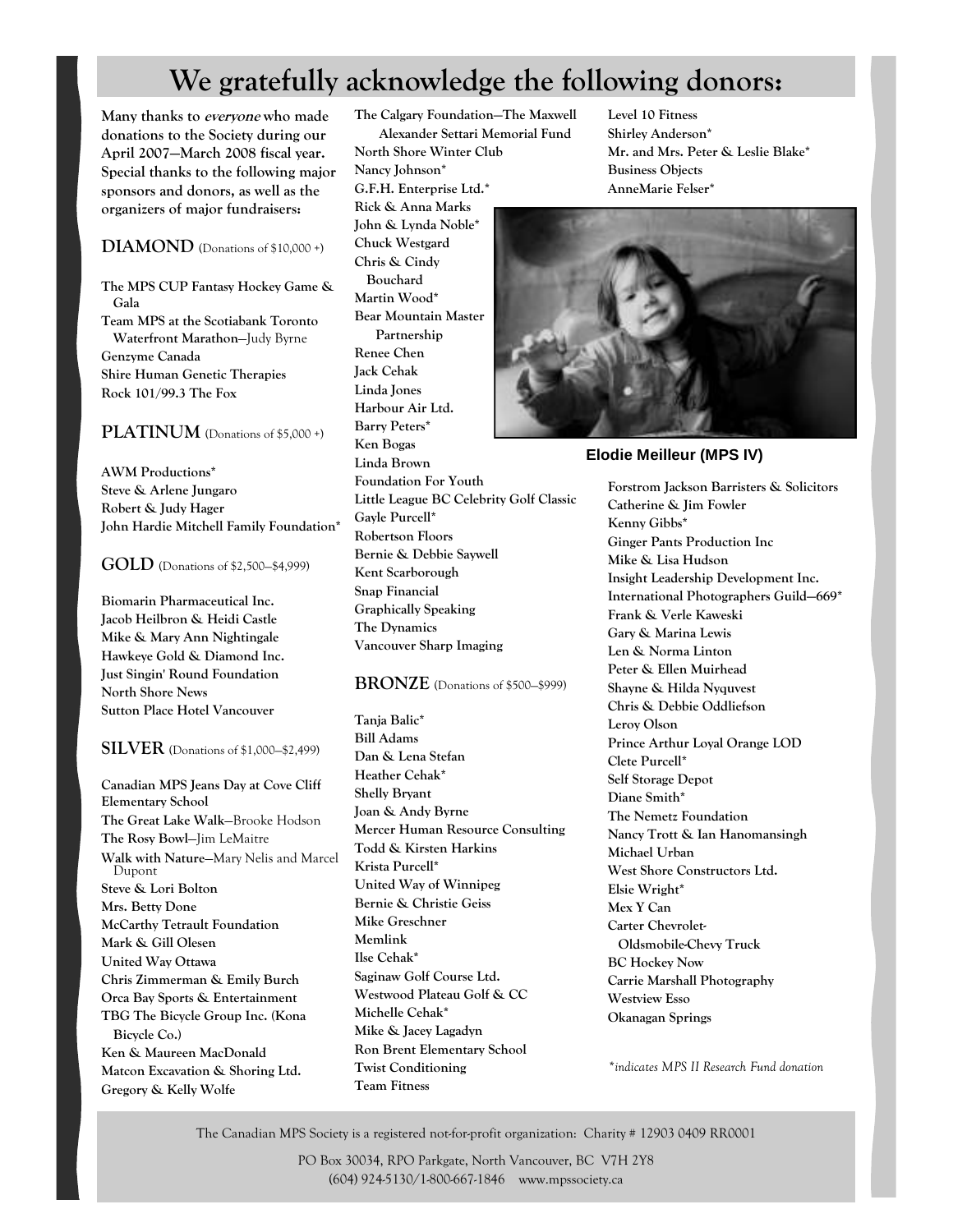# We gratefully acknowledge the following donors:

**Many thanks to *everyone* who made donations to the Society during our April 2007—March 2008 fiscal year. Special thanks to the following major sponsors and donors, as well as the organizers of major fundraisers:**

## DIAMOND (Donations of $10,000 +)

**The MPS CUP Fantasy Hockey Game & Gala**
**Team MPS at the Scotiabank Toronto Waterfront Marathon**—Judy Byrne
**Genzyme Canada**
**Shire Human Genetic Therapies**
**Rock 101/99.3 The Fox**

## PLATINUM (Donations of $5,000 +)

**AWM Productions***
**Steve & Arlene Jungaro**
**Robert & Judy Hager**
**John Hardie Mitchell Family Foundation***

## GOLD (Donations of $2,500—$4,999)

**Biomarin Pharmaceutical Inc.**
**Jacob Heilbron & Heidi Castle**
**Mike & Mary Ann Nightingale**
**Hawkeye Gold & Diamond Inc.**
**Just Singin' Round Foundation**
**North Shore News**
**Sutton Place Hotel Vancouver**

## SILVER (Donations of $1,000—$2,499)

**Canadian MPS Jeans Day at Cove Cliff Elementary School**
**The Great Lake Walk**—Brooke Hodson
**The Rosy Bowl**—Jim LeMaitre
**Walk with Nature**—Mary Nelis and Marcel Dupont
**Steve & Lori Bolton**
**Mrs. Betty Done**
**McCarthy Tetrault Foundation**
**Mark & Gill Olesen**
**United Way Ottawa**
**Chris Zimmerman & Emily Burch**
**Orca Bay Sports & Entertainment**
**TBG The Bicycle Group Inc. (Kona Bicycle Co.)**
**Ken & Maureen MacDonald**
**Matcon Excavation & Shoring Ltd.**
**Gregory & Kelly Wolfe**
**The Calgary Foundation—The Maxwell Alexander Settari Memorial Fund**
**North Shore Winter Club**
**Nancy Johnson***
**G.F.H. Enterprise Ltd.***
**Rick & Anna Marks**
**John & Lynda Noble***
**Chuck Westgard**
**Chris & Cindy Bouchard**
**Martin Wood***
**Bear Mountain Master Partnership**
**Renee Chen**
**Jack Cehak**
**Linda Jones**
**Harbour Air Ltd.**
**Barry Peters***
**Ken Bogas**
**Linda Brown**
**Foundation For Youth**
**Little League BC Celebrity Golf Classic**
**Gayle Purcell***
**Robertson Floors**
**Bernie & Debbie Saywell**
**Kent Scarborough**
**Snap Financial**
**Graphically Speaking**
**The Dynamics**
**Vancouver Sharp Imaging**

## BRONZE (Donations of $500—$999)

**Tanja Balic***
**Bill Adams**
**Dan & Lena Stefan**
**Heather Cehak***
**Shelly Bryant**
**Joan & Andy Byrne**
**Mercer Human Resource Consulting**
**Todd & Kirsten Harkins**
**Krista Purcell***
**United Way of Winnipeg**
**Bernie & Christie Geiss**
**Mike Greschner**
**Memlink**
**Ilse Cehak***
**Saginaw Golf Course Ltd.**
**Westwood Plateau Golf & CC**
**Michelle Cehak***
**Mike & Jacey Lagadyn**
**Ron Brent Elementary School**
**Twist Conditioning**
**Team Fitness**
**Level 10 Fitness**
**Shirley Anderson***
**Mr. and Mrs. Peter & Leslie Blake***
**Business Objects**
**AnneMarie Felser***

**Elodie Meilleur (MPS IV)**

**Forstrom Jackson Barristers & Solicitors**
**Catherine & Jim Fowler**
**Kenny Gibbs***
**Ginger Pants Production Inc**
**Mike & Lisa Hudson**
**Insight Leadership Development Inc.**
**International Photographers Guild—669***
**Frank & Verle Kaweski**
**Gary & Marina Lewis**
**Len & Norma Linton**
**Peter & Ellen Muirhead**
**Shayne & Hilda Nyquvest**
**Chris & Debbie Oddliefson**
**Leroy Olson**
**Prince Arthur Loyal Orange LOD**
**Clete Purcell***
**Self Storage Depot**
**Diane Smith***
**The Nemetz Foundation**
**Nancy Trott & Ian Hanomansingh**
**Michael Urban**
**West Shore Constructors Ltd.**
**Elsie Wright***
**Mex Y Can**
**Carter Chevrolet-Oldsmobile-Chevy Truck**
**BC Hockey Now**
**Carrie Marshall Photography**
**Westview Esso**
**Okanagan Springs**

*\*indicates MPS II Research Fund donation*

The Canadian MPS Society is a registered not-for-profit organization: Charity # 12903 0409 RR0001

PO Box 30034, RPO Parkgate, North Vancouver, BC V7H 2Y8
(604) 924-5130/1-800-667-1846 www.mpssociety.ca